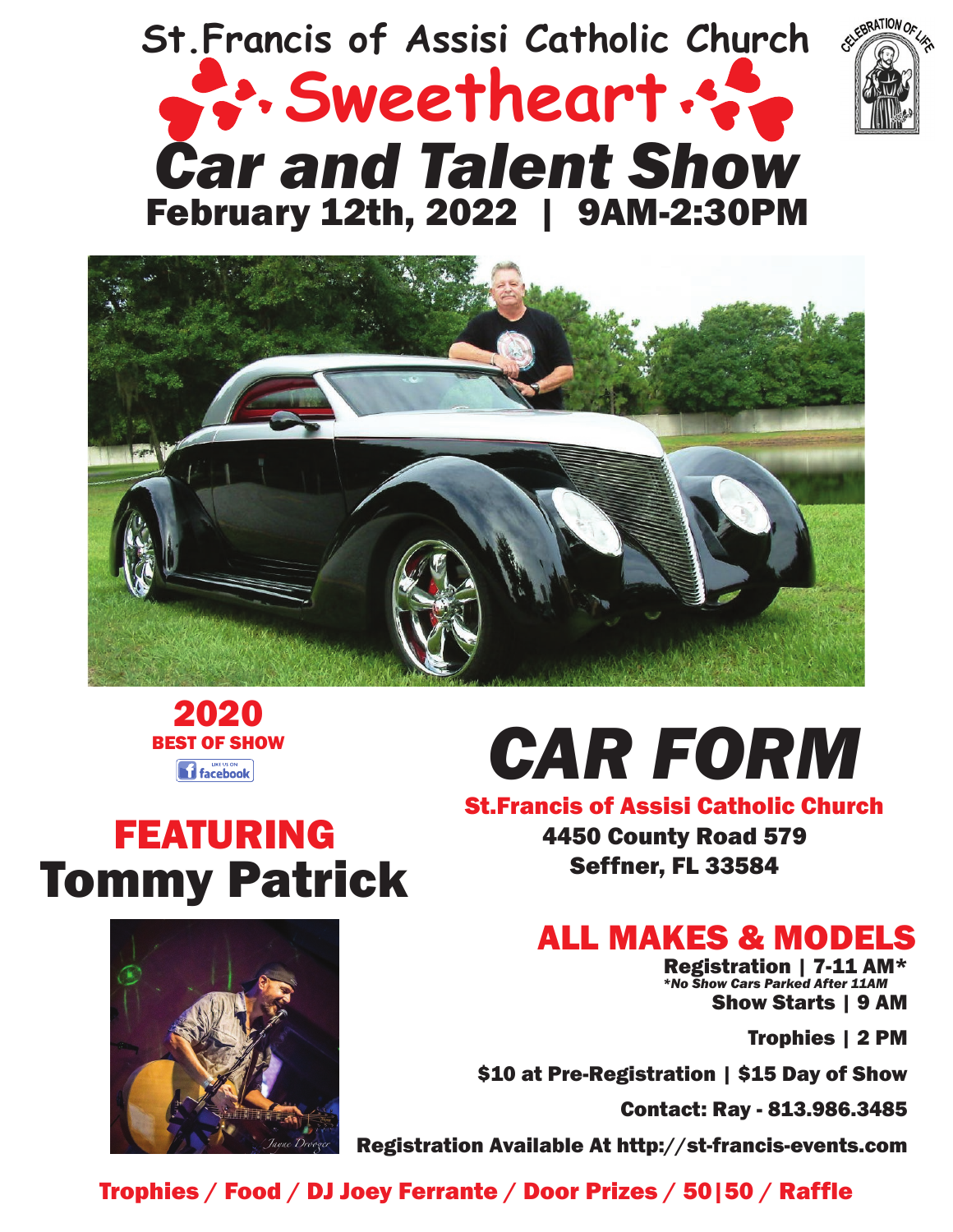# St.Francis of Assisi Catholic Church

CELEBRATION OF LIFE

# Sweetheart

# Car and Talent Show

## February 12th, 2022 | 9AM-2:30PM

**2020**
**BEST OF SHOW**

LIKE US ON facebook

## FEATURING
## Tommy Patrick

# CAR FORM

**St.Francis of Assisi Catholic Church**
**4450 County Road 579**
**Seffner, FL 33584**

## ALL MAKES & MODELS

**Registration | 7-11 AM***
*\*No Show Cars Parked After 11AM*
**Show Starts | 9 AM**

**Trophies | 2 PM**

**$10 at Pre-Registration | $15 Day of Show**

**Contact: Ray - 813.986.3485**

**Registration Available At http://st-francis-events.com**

**Trophies / Food / DJ Joey Ferrante / Door Prizes / 50|50 / Raffle**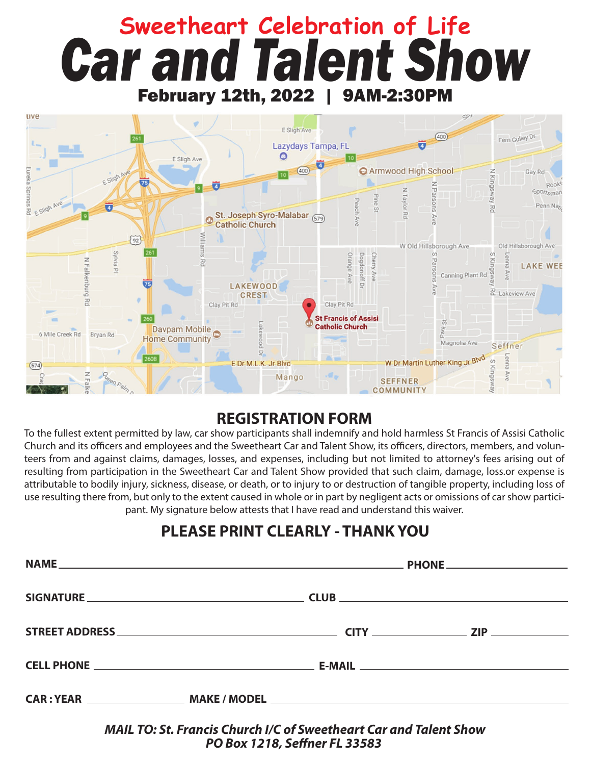# Sweetheart Celebration of Life

# Car and Talent Show

**February 12th, 2022 | 9AM-2:30PM**

## REGISTRATION FORM

To the fullest extent permitted by law, car show participants shall indemnify and hold harmless St Francis of Assisi Catholic Church and its officers and employees and the Sweetheart Car and Talent Show, its officers, directors, members, and volunteers from and against claims, damages, losses, and expenses, including but not limited to attorney's fees arising out of resulting from participation in the Sweetheart Car and Talent Show provided that such claim, damage, loss.or expense is attributable to bodily injury, sickness, disease, or death, or to injury to or destruction of tangible property, including loss of use resulting there from, but only to the extent caused in whole or in part by negligent acts or omissions of car show participant. My signature below attests that I have read and understand this waiver.

## PLEASE PRINT CLEARLY - THANK YOU

**NAME** ______________________________ **PHONE** ______________

**SIGNATURE** ______________________ **CLUB** ______________________

**STREET ADDRESS** ____________________ **CITY** __________ **ZIP** __________

**CELL PHONE** ______________________ **E-MAIL** ______________________

**CAR : YEAR** __________ **MAKE / MODEL** ______________________________

***MAIL TO: St. Francis Church I/C of Sweetheart Car and Talent Show***
***PO Box 1218, Seffner FL 33583***